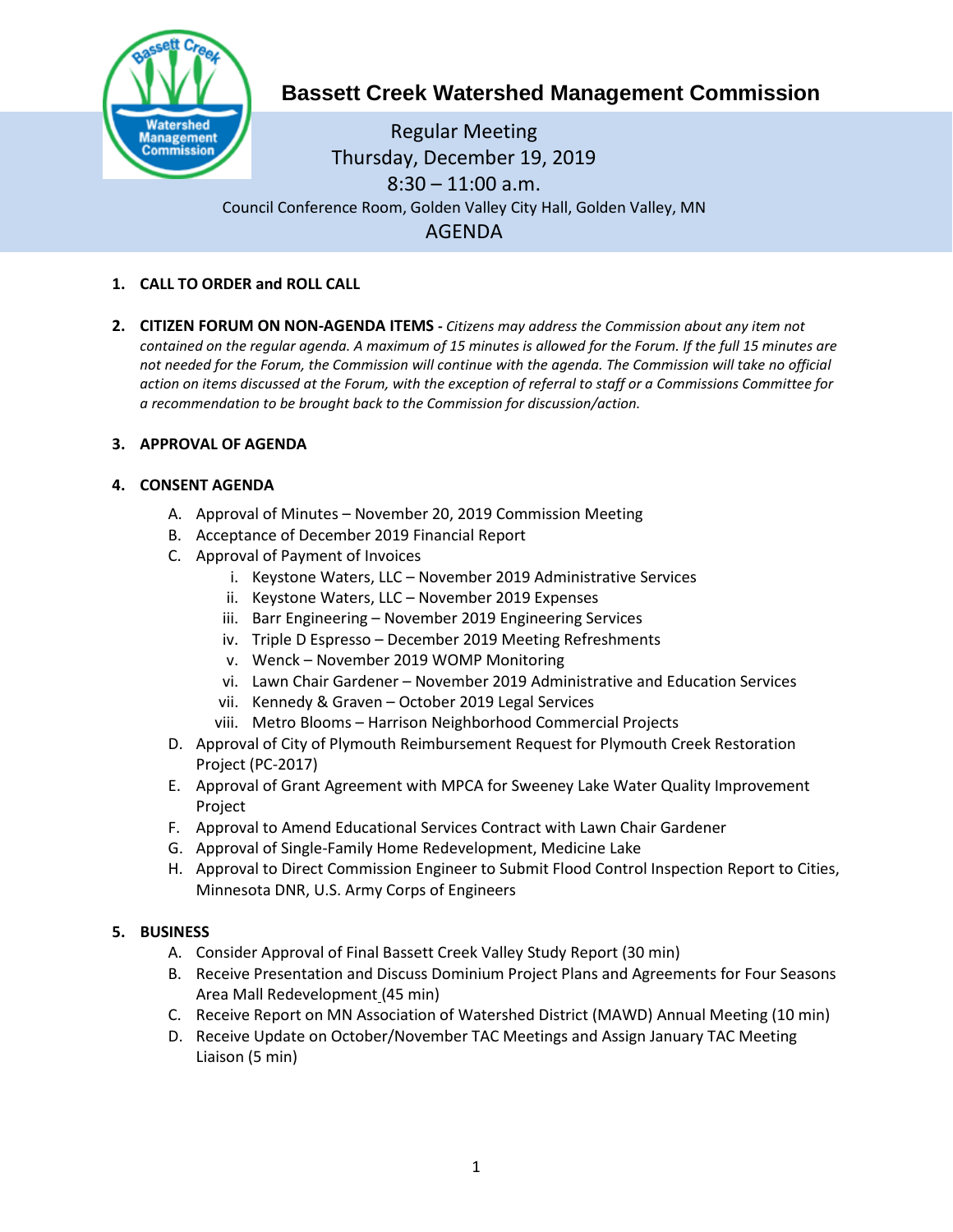# Bassett Creek Watershed Management Commission

Regular Meeting
Thursday, December 19, 2019
8:30 – 11:00 a.m.
Council Conference Room, Golden Valley City Hall, Golden Valley, MN

## AGENDA

1. **CALL TO ORDER and ROLL CALL**

2. **CITIZEN FORUM ON NON-AGENDA ITEMS -** *Citizens may address the Commission about any item not contained on the regular agenda. A maximum of 15 minutes is allowed for the Forum. If the full 15 minutes are not needed for the Forum, the Commission will continue with the agenda. The Commission will take no official action on items discussed at the Forum, with the exception of referral to staff or a Commissions Committee for a recommendation to be brought back to the Commission for discussion/action.*

3. **APPROVAL OF AGENDA**

4. **CONSENT AGENDA**
   A. Approval of Minutes – November 20, 2019 Commission Meeting
   B. Acceptance of December 2019 Financial Report
   C. Approval of Payment of Invoices
      i. Keystone Waters, LLC – November 2019 Administrative Services
      ii. Keystone Waters, LLC – November 2019 Expenses
      iii. Barr Engineering – November 2019 Engineering Services
      iv. Triple D Espresso – December 2019 Meeting Refreshments
      v. Wenck – November 2019 WOMP Monitoring
      vi. Lawn Chair Gardener – November 2019 Administrative and Education Services
      vii. Kennedy & Graven – October 2019 Legal Services
      viii. Metro Blooms – Harrison Neighborhood Commercial Projects
   D. Approval of City of Plymouth Reimbursement Request for Plymouth Creek Restoration Project (PC-2017)
   E. Approval of Grant Agreement with MPCA for Sweeney Lake Water Quality Improvement Project
   F. Approval to Amend Educational Services Contract with Lawn Chair Gardener
   G. Approval of Single-Family Home Redevelopment, Medicine Lake
   H. Approval to Direct Commission Engineer to Submit Flood Control Inspection Report to Cities, Minnesota DNR, U.S. Army Corps of Engineers

5. **BUSINESS**
   A. Consider Approval of Final Bassett Creek Valley Study Report (30 min)
   B. Receive Presentation and Discuss Dominium Project Plans and Agreements for Four Seasons Area Mall Redevelopment (45 min)
   C. Receive Report on MN Association of Watershed District (MAWD) Annual Meeting (10 min)
   D. Receive Update on October/November TAC Meetings and Assign January TAC Meeting Liaison (5 min)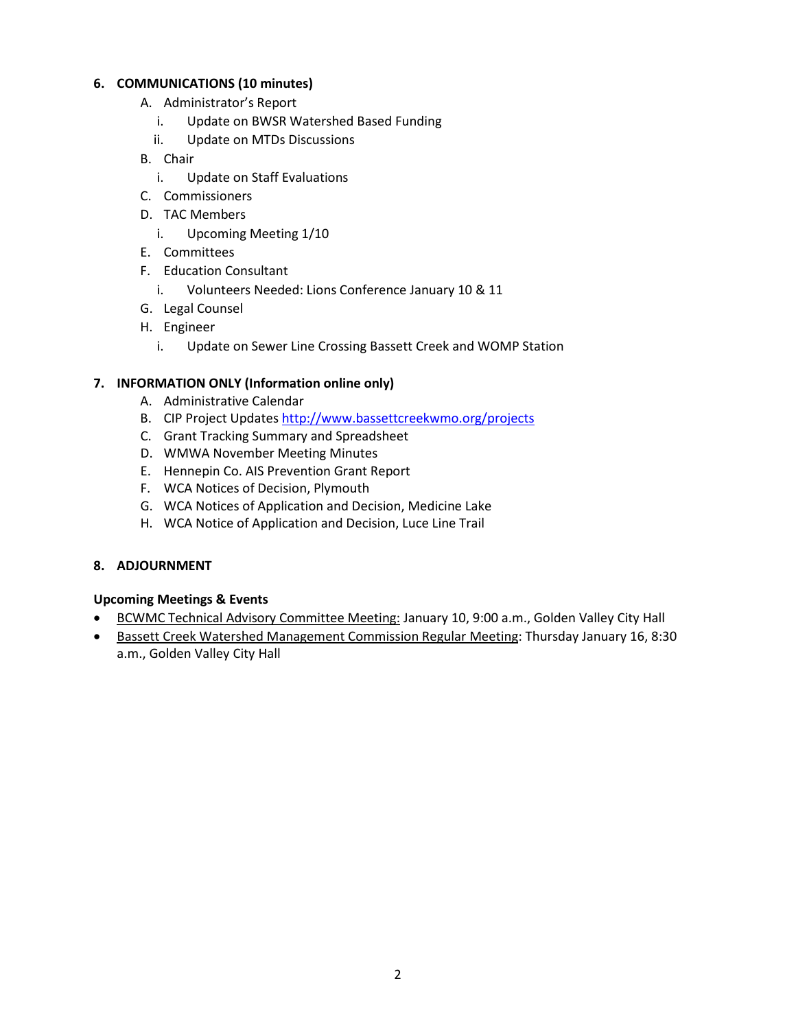**6. COMMUNICATIONS (10 minutes)**

A. Administrator's Report
   i. Update on BWSR Watershed Based Funding
   ii. Update on MTDs Discussions

B. Chair
   i. Update on Staff Evaluations

C. Commissioners

D. TAC Members
   i. Upcoming Meeting 1/10

E. Committees

F. Education Consultant
   i. Volunteers Needed: Lions Conference January 10 & 11

G. Legal Counsel

H. Engineer
   i. Update on Sewer Line Crossing Bassett Creek and WOMP Station

**7. INFORMATION ONLY (Information online only)**

A. Administrative Calendar

B. CIP Project Updates http://www.bassettcreekwmo.org/projects

C. Grant Tracking Summary and Spreadsheet

D. WMWA November Meeting Minutes

E. Hennepin Co. AIS Prevention Grant Report

F. WCA Notices of Decision, Plymouth

G. WCA Notices of Application and Decision, Medicine Lake

H. WCA Notice of Application and Decision, Luce Line Trail

**8. ADJOURNMENT**

**Upcoming Meetings & Events**

- BCWMC Technical Advisory Committee Meeting: January 10, 9:00 a.m., Golden Valley City Hall
- Bassett Creek Watershed Management Commission Regular Meeting: Thursday January 16, 8:30 a.m., Golden Valley City Hall